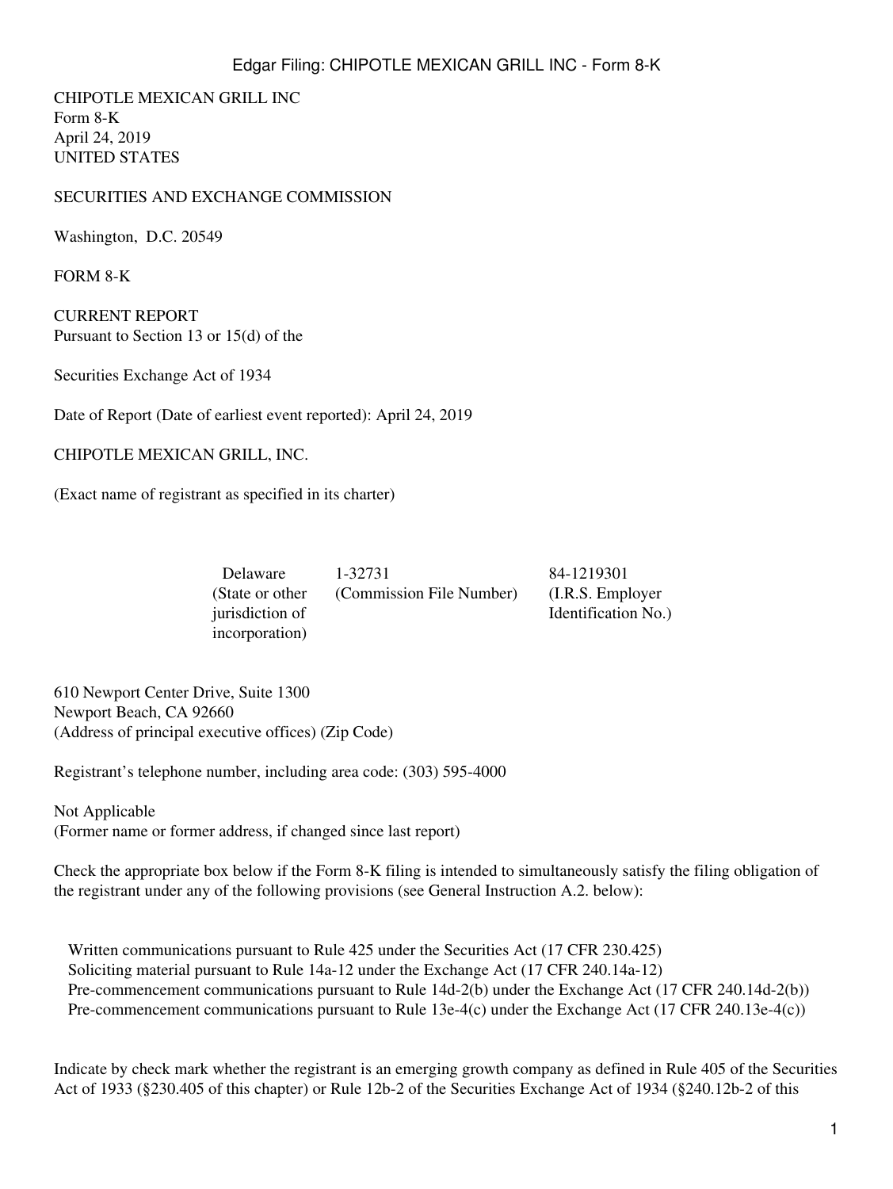CHIPOTLE MEXICAN GRILL INC
Form 8-K
April 24, 2019
UNITED STATES

SECURITIES AND EXCHANGE COMMISSION

Washington, D.C. 20549

FORM 8-K

CURRENT REPORT
Pursuant to Section 13 or 15(d) of the

Securities Exchange Act of 1934

Date of Report (Date of earliest event reported): April 24, 2019

CHIPOTLE MEXICAN GRILL, INC.

(Exact name of registrant as specified in its charter)

| Delaware | 1-32731 | 84-1219301 |
|---|---|---|
| (State or other jurisdiction of incorporation) | (Commission File Number) | (I.R.S. Employer Identification No.) |

610 Newport Center Drive, Suite 1300
Newport Beach, CA 92660
(Address of principal executive offices) (Zip Code)

Registrant's telephone number, including area code: (303) 595-4000

Not Applicable
(Former name or former address, if changed since last report)

Check the appropriate box below if the Form 8-K filing is intended to simultaneously satisfy the filing obligation of the registrant under any of the following provisions (see General Instruction A.2. below):

Written communications pursuant to Rule 425 under the Securities Act (17 CFR 230.425)
Soliciting material pursuant to Rule 14a-12 under the Exchange Act (17 CFR 240.14a-12)
Pre-commencement communications pursuant to Rule 14d-2(b) under the Exchange Act (17 CFR 240.14d-2(b))
Pre-commencement communications pursuant to Rule 13e-4(c) under the Exchange Act (17 CFR 240.13e-4(c))

Indicate by check mark whether the registrant is an emerging growth company as defined in Rule 405 of the Securities Act of 1933 (§230.405 of this chapter) or Rule 12b-2 of the Securities Exchange Act of 1934 (§240.12b-2 of this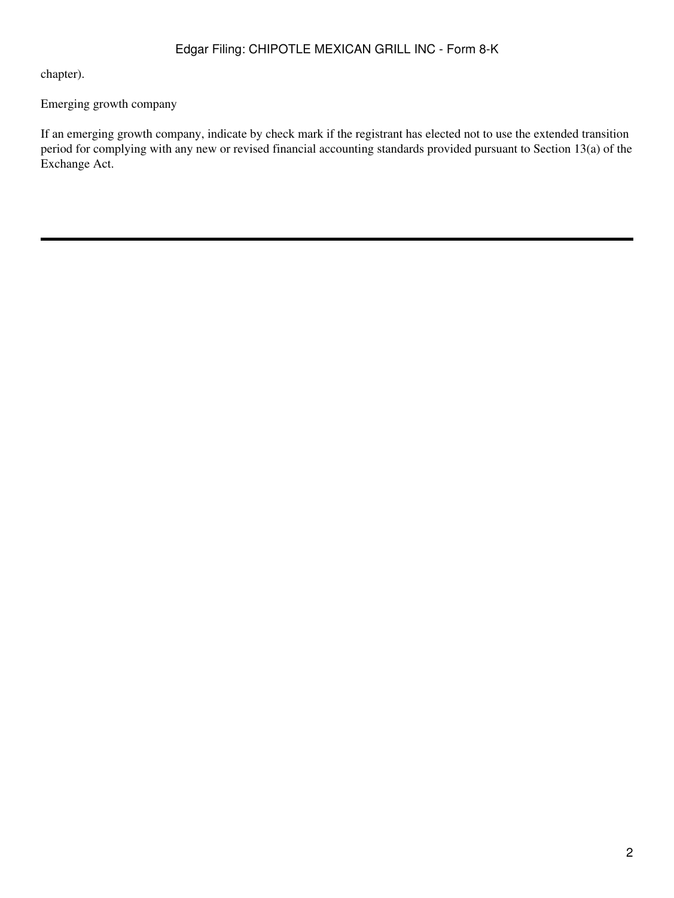chapter).

Emerging growth company

If an emerging growth company, indicate by check mark if the registrant has elected not to use the extended transition period for complying with any new or revised financial accounting standards provided pursuant to Section 13(a) of the Exchange Act.

---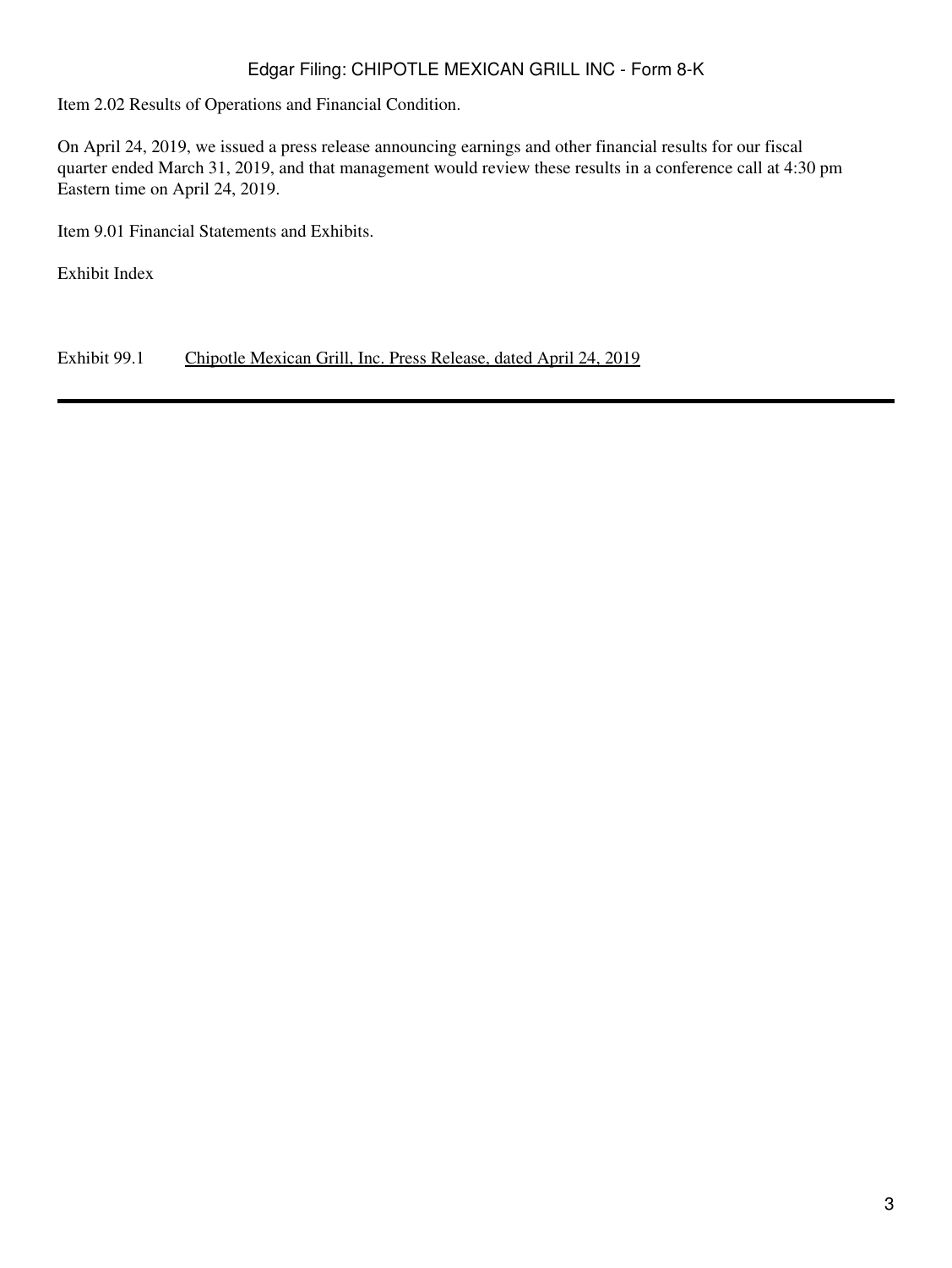Item 2.02 Results of Operations and Financial Condition.

On April 24, 2019, we issued a press release announcing earnings and other financial results for our fiscal quarter ended March 31, 2019, and that management would review these results in a conference call at 4:30 pm Eastern time on April 24, 2019.

Item 9.01 Financial Statements and Exhibits.

Exhibit Index

| | |
|---|---|
| Exhibit 99.1 | Chipotle Mexican Grill, Inc. Press Release, dated April 24, 2019 |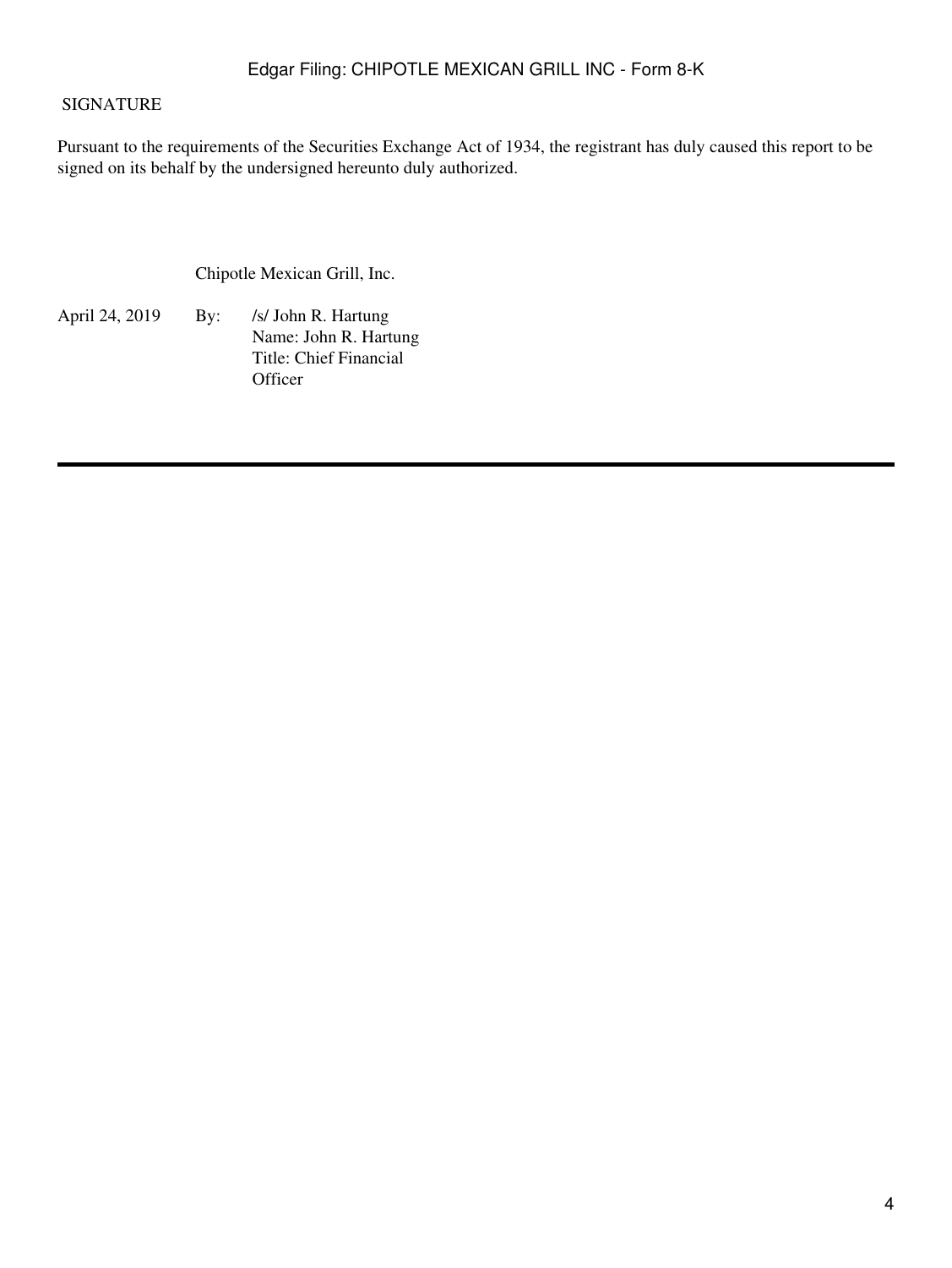SIGNATURE

Pursuant to the requirements of the Securities Exchange Act of 1934, the registrant has duly caused this report to be signed on its behalf by the undersigned hereunto duly authorized.

Chipotle Mexican Grill, Inc.

| | | |
|---|---|---|
| April 24, 2019 | By: | /s/ John R. Hartung<br>Name: John R. Hartung<br>Title: Chief Financial Officer |